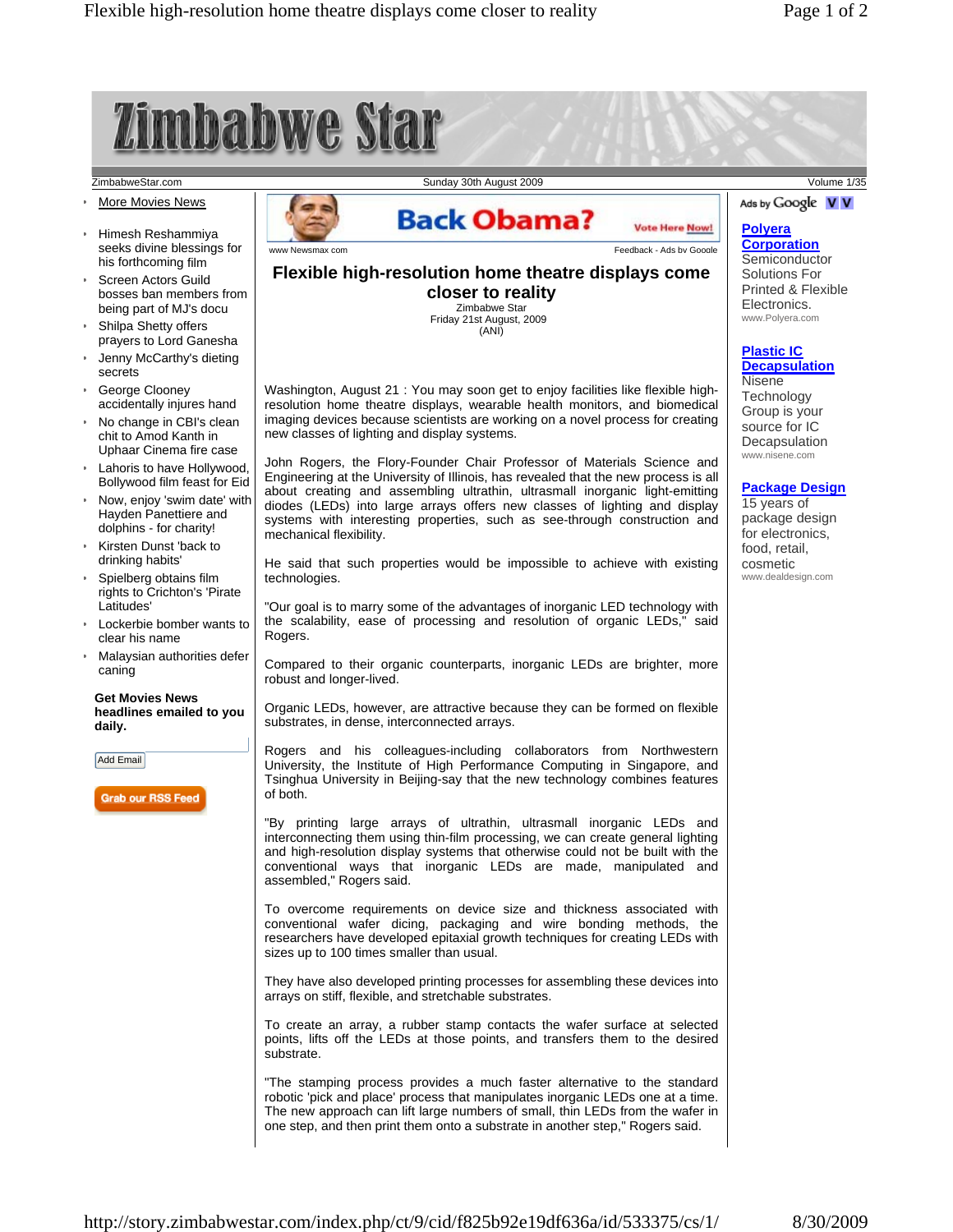# Zimbabwe Star

ZimbabweStar.com | Sunday 30th August 2009 | Volume 1/35

- More Movies News
- Himesh Reshammiya seeks divine blessings for his forthcoming film
- Screen Actors Guild bosses ban members from being part of MJ's docu
- Shilpa Shetty offers prayers to Lord Ganesha
- Jenny McCarthy's dieting secrets
- George Clooney accidentally injures hand
- No change in CBI's clean chit to Amod Kanth in Uphaar Cinema fire case
- Lahoris to have Hollywood, Bollywood film feast for Eid
- Now, enjoy 'swim date' with Hayden Panettiere and dolphins - for charity!
- Kirsten Dunst 'back to drinking habits'
- Spielberg obtains film rights to Crichton's 'Pirate Latitudes'
- Lockerbie bomber wants to clear his name
- Malaysian authorities defer caning

**Get Movies News headlines emailed to you daily.**

Add Email

Grab our RSS Feed

Back Obama? Vote Here Now!

www Newsmax com | Feedback - Ads by Google

## Flexible high-resolution home theatre displays come closer to reality

Zimbabwe Star
Friday 21st August, 2009
(ANI)

Washington, August 21 : You may soon get to enjoy facilities like flexible high-resolution home theatre displays, wearable health monitors, and biomedical imaging devices because scientists are working on a novel process for creating new classes of lighting and display systems.

John Rogers, the Flory-Founder Chair Professor of Materials Science and Engineering at the University of Illinois, has revealed that the new process is all about creating and assembling ultrathin, ultrasmall inorganic light-emitting diodes (LEDs) into large arrays offers new classes of lighting and display systems with interesting properties, such as see-through construction and mechanical flexibility.

He said that such properties would be impossible to achieve with existing technologies.

"Our goal is to marry some of the advantages of inorganic LED technology with the scalability, ease of processing and resolution of organic LEDs," said Rogers.

Compared to their organic counterparts, inorganic LEDs are brighter, more robust and longer-lived.

Organic LEDs, however, are attractive because they can be formed on flexible substrates, in dense, interconnected arrays.

Rogers and his colleagues-including collaborators from Northwestern University, the Institute of High Performance Computing in Singapore, and Tsinghua University in Beijing-say that the new technology combines features of both.

"By printing large arrays of ultrathin, ultrasmall inorganic LEDs and interconnecting them using thin-film processing, we can create general lighting and high-resolution display systems that otherwise could not be built with the conventional ways that inorganic LEDs are made, manipulated and assembled," Rogers said.

To overcome requirements on device size and thickness associated with conventional wafer dicing, packaging and wire bonding methods, the researchers have developed epitaxial growth techniques for creating LEDs with sizes up to 100 times smaller than usual.

They have also developed printing processes for assembling these devices into arrays on stiff, flexible, and stretchable substrates.

To create an array, a rubber stamp contacts the wafer surface at selected points, lifts off the LEDs at those points, and transfers them to the desired substrate.

"The stamping process provides a much faster alternative to the standard robotic 'pick and place' process that manipulates inorganic LEDs one at a time. The new approach can lift large numbers of small, thin LEDs from the wafer in one step, and then print them onto a substrate in another step," Rogers said.

Ads by Google

**Polyera Corporation**
Semiconductor Solutions For Printed & Flexible Electronics.
www.Polyera.com

**Plastic IC Decapsulation**
Nisene Technology Group is your source for IC Decapsulation
www.nisene.com

**Package Design**
15 years of package design for electronics, food, retail, cosmetic
www.dealdesign.com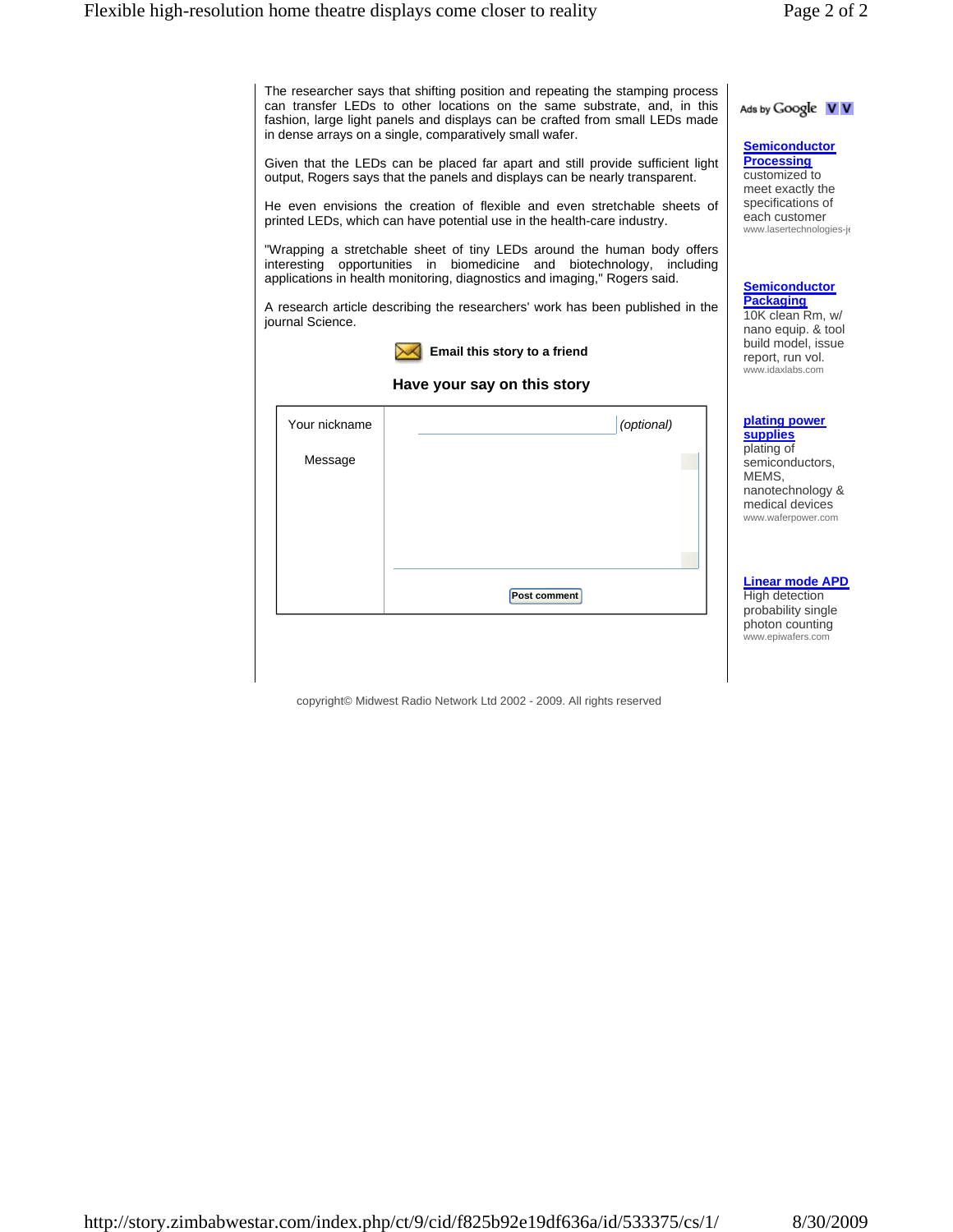The researcher says that shifting position and repeating the stamping process can transfer LEDs to other locations on the same substrate, and, in this fashion, large light panels and displays can be crafted from small LEDs made in dense arrays on a single, comparatively small wafer.

Given that the LEDs can be placed far apart and still provide sufficient light output, Rogers says that the panels and displays can be nearly transparent.

He even envisions the creation of flexible and even stretchable sheets of printed LEDs, which can have potential use in the health-care industry.

"Wrapping a stretchable sheet of tiny LEDs around the human body offers interesting opportunities in biomedicine and biotechnology, including applications in health monitoring, diagnostics and imaging," Rogers said.

A research article describing the researchers' work has been published in the journal Science.

**Email this story to a friend**

**Have your say on this story**

| | |
|---|---|
| Your nickname | *(optional)* |
| Message | |
| | Post comment |

Ads by Google

**Semiconductor Processing**
customized to meet exactly the specifications of each customer
www.lasertechnologies-je

**Semiconductor Packaging**
10K clean Rm, w/ nano equip. & tool build model, issue report, run vol.
www.idaxlabs.com

**plating power supplies**
plating of semiconductors, MEMS, nanotechnology & medical devices
www.waferpower.com

**Linear mode APD**
High detection probability single photon counting
www.epiwafers.com

copyright© Midwest Radio Network Ltd 2002 - 2009. All rights reserved